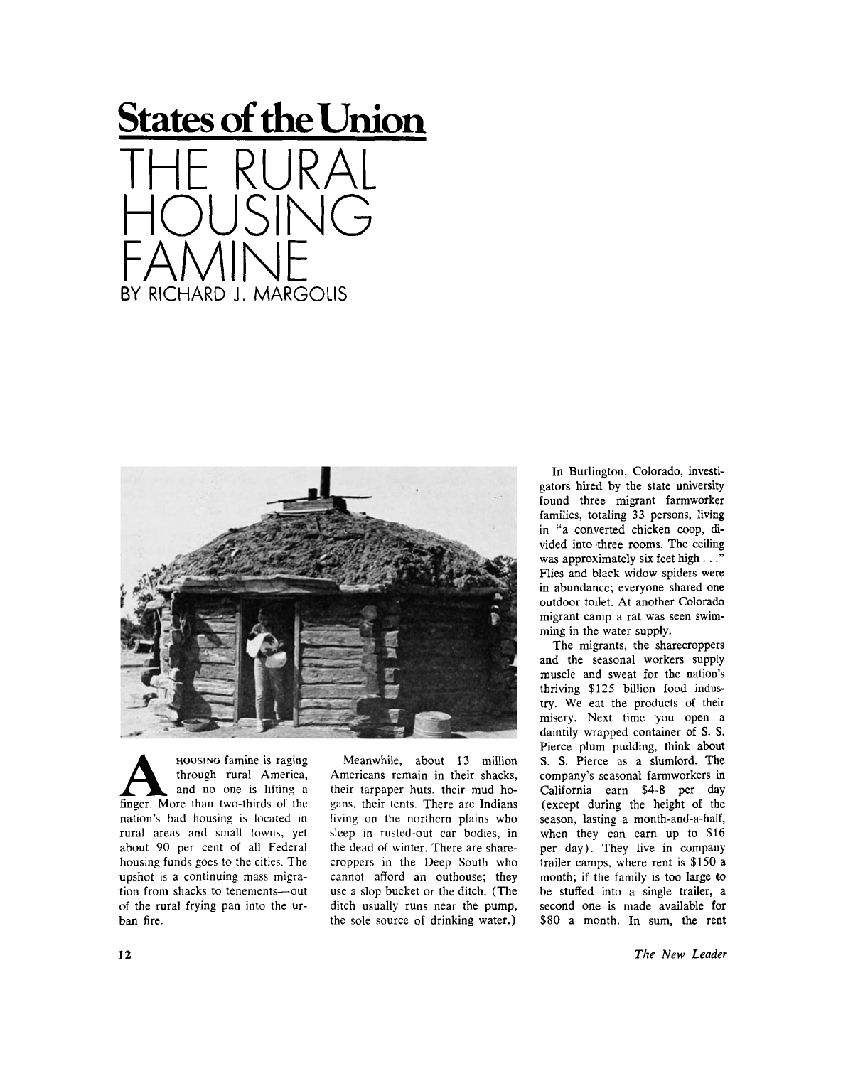**States of the Union**

# THE RURAL HOUSING FAMINE

BY RICHARD J. MARGOLIS

A HOUSING famine is raging through rural America, and no one is lifting a finger. More than two-thirds of the nation's bad housing is located in rural areas and small towns, yet about 90 per cent of all Federal housing funds goes to the cities. The upshot is a continuing mass migration from shacks to tenements—out of the rural frying pan into the urban fire.

Meanwhile, about 13 million Americans remain in their shacks, their tarpaper huts, their mud hogans, their tents. There are Indians living on the northern plains who sleep in rusted-out car bodies, in the dead of winter. There are sharecroppers in the Deep South who cannot afford an outhouse; they use a slop bucket or the ditch. (The ditch usually runs near the pump, the sole source of drinking water.)

In Burlington, Colorado, investigators hired by the state university found three migrant farmworker families, totaling 33 persons, living in "a converted chicken coop, divided into three rooms. The ceiling was approximately six feet high . . ." Flies and black widow spiders were in abundance; everyone shared one outdoor toilet. At another Colorado migrant camp a rat was seen swimming in the water supply.

The migrants, the sharecroppers and the seasonal workers supply muscle and sweat for the nation's thriving $125 billion food industry. We eat the products of their misery. Next time you open a daintily wrapped container of S. S. Pierce plum pudding, think about S. S. Pierce as a slumlord. The company's seasonal farmworkers in California earn $4-8 per day (except during the height of the season, lasting a month-and-a-half, when they can earn up to $16 per day). They live in company trailer camps, where rent is $150 a month; if the family is too large to be stuffed into a single trailer, a second one is made available for $80 a month. In sum, the rent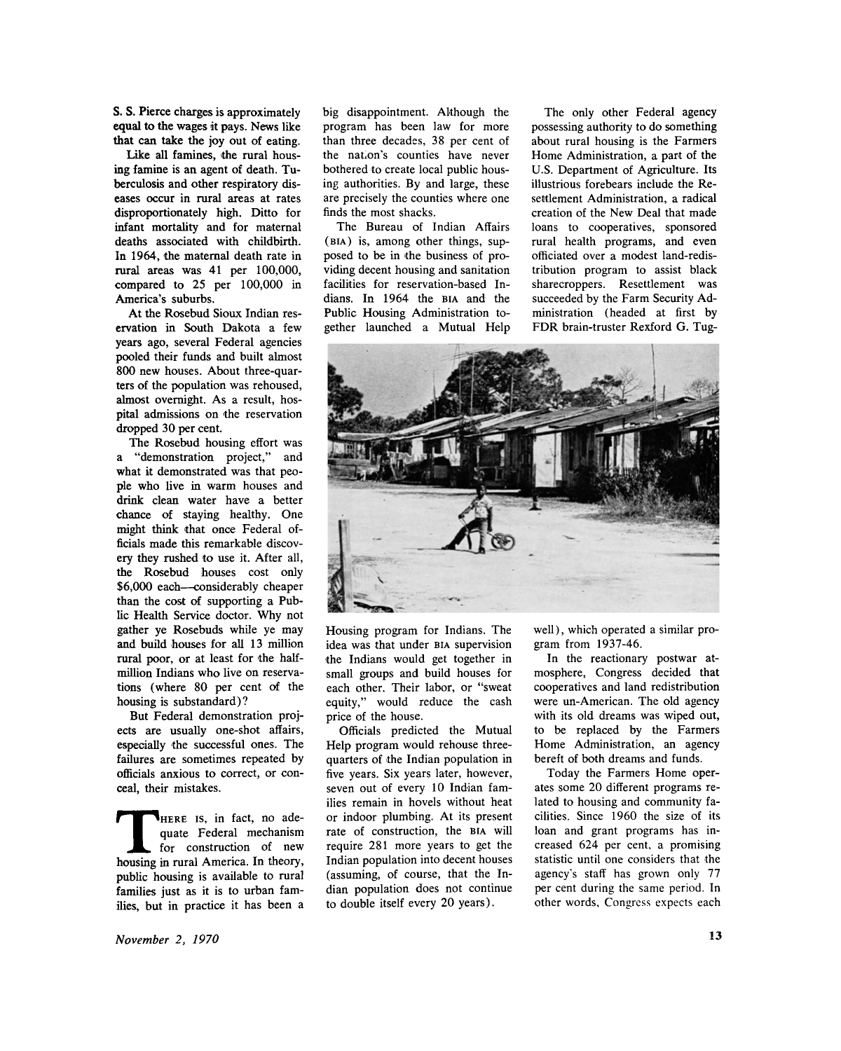S. S. Pierce charges is approximately equal to the wages it pays. News like that can take the joy out of eating.

Like all famines, the rural housing famine is an agent of death. Tuberculosis and other respiratory diseases occur in rural areas at rates disproportionately high. Ditto for infant mortality and for maternal deaths associated with childbirth. In 1964, the maternal death rate in rural areas was 41 per 100,000, compared to 25 per 100,000 in America's suburbs.

At the Rosebud Sioux Indian reservation in South Dakota a few years ago, several Federal agencies pooled their funds and built almost 800 new houses. About three-quarters of the population was rehoused, almost overnight. As a result, hospital admissions on the reservation dropped 30 per cent.

The Rosebud housing effort was a "demonstration project," and what it demonstrated was that people who live in warm houses and drink clean water have a better chance of staying healthy. One might think that once Federal officials made this remarkable discovery they rushed to use it. After all, the Rosebud houses cost only $6,000 each—considerably cheaper than the cost of supporting a Public Health Service doctor. Why not gather ye Rosebuds while ye may and build houses for all 13 million rural poor, or at least for the half-million Indians who live on reservations (where 80 per cent of the housing is substandard)?

But Federal demonstration projects are usually one-shot affairs, especially the successful ones. The failures are sometimes repeated by officials anxious to correct, or conceal, their mistakes.

THERE IS, in fact, no adequate Federal mechanism for construction of new housing in rural America. In theory, public housing is available to rural families just as it is to urban families, but in practice it has been a big disappointment. Although the program has been law for more than three decades, 38 per cent of the nation's counties have never bothered to create local public housing authorities. By and large, these are precisely the counties where one finds the most shacks.

The Bureau of Indian Affairs (BIA) is, among other things, supposed to be in the business of providing decent housing and sanitation facilities for reservation-based Indians. In 1964 the BIA and the Public Housing Administration together launched a Mutual Help Housing program for Indians. The idea was that under BIA supervision the Indians would get together in small groups and build houses for each other. Their labor, or "sweat equity," would reduce the cash price of the house.

Officials predicted the Mutual Help program would rehouse three-quarters of the Indian population in five years. Six years later, however, seven out of every 10 Indian families remain in hovels without heat or indoor plumbing. At its present rate of construction, the BIA will require 281 more years to get the Indian population into decent houses (assuming, of course, that the Indian population does not continue to double itself every 20 years).

The only other Federal agency possessing authority to do something about rural housing is the Farmers Home Administration, a part of the U.S. Department of Agriculture. Its illustrious forebears include the Resettlement Administration, a radical creation of the New Deal that made loans to cooperatives, sponsored rural health programs, and even officiated over a modest land-redistribution program to assist black sharecroppers. Resettlement was succeeded by the Farm Security Administration (headed at first by FDR brain-truster Rexford G. Tugwell), which operated a similar program from 1937-46.

In the reactionary postwar atmosphere, Congress decided that cooperatives and land redistribution were un-American. The old agency with its old dreams was wiped out, to be replaced by the Farmers Home Administration, an agency bereft of both dreams and funds.

Today the Farmers Home operates some 20 different programs related to housing and community facilities. Since 1960 the size of its loan and grant programs has increased 624 per cent, a promising statistic until one considers that the agency's staff has grown only 77 per cent during the same period. In other words, Congress expects each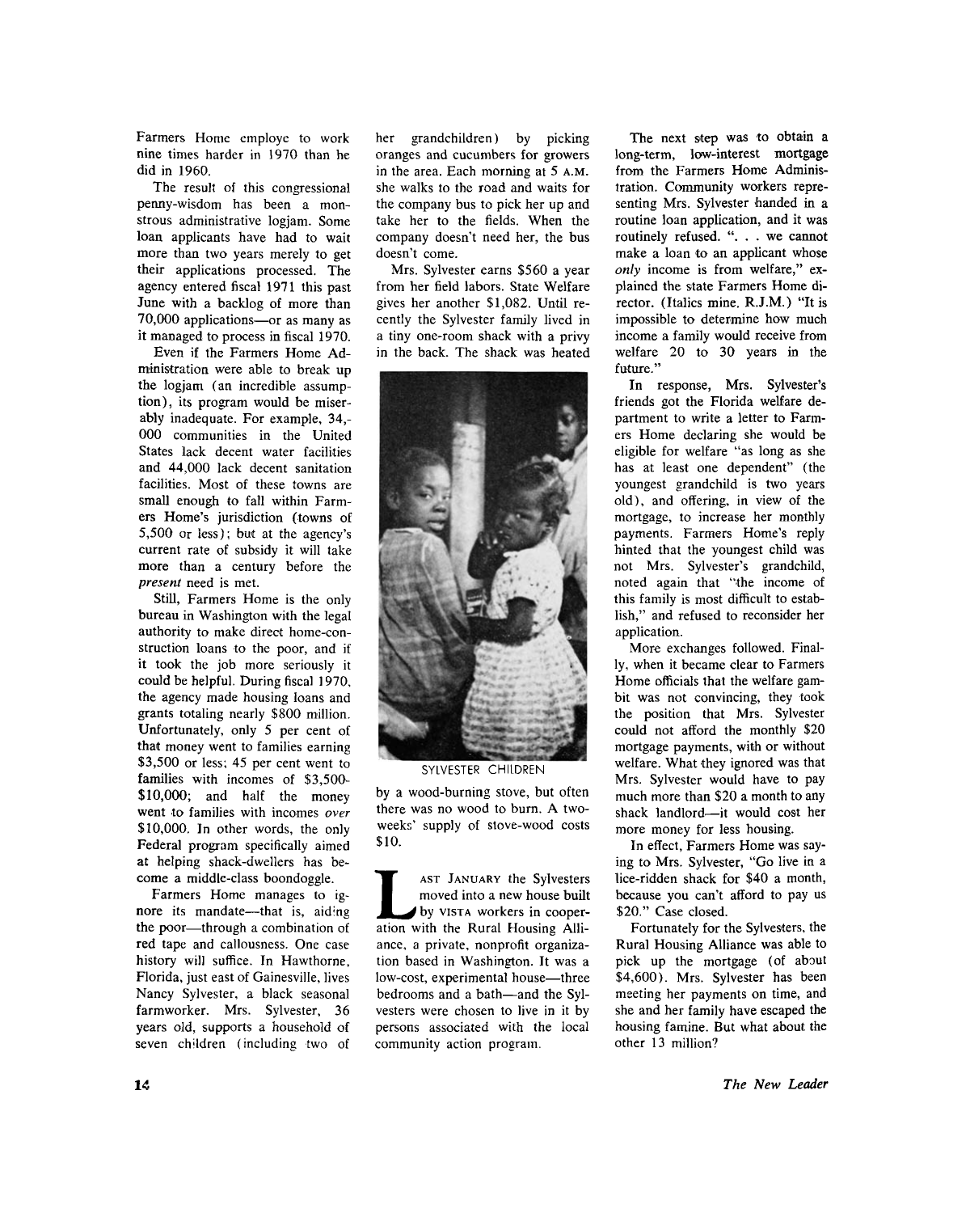Farmers Home employe to work nine times harder in 1970 than he did in 1960.

The result of this congressional penny-wisdom has been a monstrous administrative logjam. Some loan applicants have had to wait more than two years merely to get their applications processed. The agency entered fiscal 1971 this past June with a backlog of more than 70,000 applications—or as many as it managed to process in fiscal 1970.

Even if the Farmers Home Administration were able to break up the logjam (an incredible assumption), its program would be miserably inadequate. For example, 34,000 communities in the United States lack decent water facilities and 44,000 lack decent sanitation facilities. Most of these towns are small enough to fall within Farmers Home's jurisdiction (towns of 5,500 or less); but at the agency's current rate of subsidy it will take more than a century before the *present* need is met.

Still, Farmers Home is the only bureau in Washington with the legal authority to make direct home-construction loans to the poor, and if it took the job more seriously it could be helpful. During fiscal 1970, the agency made housing loans and grants totaling nearly $800 million. Unfortunately, only 5 per cent of that money went to families earning $3,500 or less; 45 per cent went to families with incomes of $3,500-$10,000; and half the money went to families with incomes *over* $10,000. In other words, the only Federal program specifically aimed at helping shack-dwellers has become a middle-class boondoggle.

Farmers Home manages to ignore its mandate—that is, aiding the poor—through a combination of red tape and callousness. One case history will suffice. In Hawthorne, Florida, just east of Gainesville, lives Nancy Sylvester, a black seasonal farmworker. Mrs. Sylvester, 36 years old, supports a household of seven children (including two of her grandchildren) by picking oranges and cucumbers for growers in the area. Each morning at 5 A.M. she walks to the road and waits for the company bus to pick her up and take her to the fields. When the company doesn't need her, the bus doesn't come.

Mrs. Sylvester earns $560 a year from her field labors. State Welfare gives her another $1,082. Until recently the Sylvester family lived in a tiny one-room shack with a privy in the back. The shack was heated by a wood-burning stove, but often there was no wood to burn. A two-weeks' supply of stove-wood costs $10.

SYLVESTER CHILDREN

Last January the Sylvesters moved into a new house built by VISTA workers in cooperation with the Rural Housing Alliance, a private, nonprofit organization based in Washington. It was a low-cost, experimental house—three bedrooms and a bath—and the Sylvesters were chosen to live in it by persons associated with the local community action program.

The next step was to obtain a long-term, low-interest mortgage from the Farmers Home Administration. Community workers representing Mrs. Sylvester handed in a routine loan application, and it was routinely refused. ". . . we cannot make a loan to an applicant whose *only* income is from welfare," explained the state Farmers Home director. (Italics mine. R.J.M.) "It is impossible to determine how much income a family would receive from welfare 20 to 30 years in the future."

In response, Mrs. Sylvester's friends got the Florida welfare department to write a letter to Farmers Home declaring she would be eligible for welfare "as long as she has at least one dependent" (the youngest grandchild is two years old), and offering, in view of the mortgage, to increase her monthly payments. Farmers Home's reply hinted that the youngest child was not Mrs. Sylvester's grandchild, noted again that "the income of this family is most difficult to establish," and refused to reconsider her application.

More exchanges followed. Finally, when it became clear to Farmers Home officials that the welfare gambit was not convincing, they took the position that Mrs. Sylvester could not afford the monthly $20 mortgage payments, with or without welfare. What they ignored was that Mrs. Sylvester would have to pay much more than $20 a month to any shack landlord—it would cost her more money for less housing.

In effect, Farmers Home was saying to Mrs. Sylvester, "Go live in a lice-ridden shack for $40 a month, because you can't afford to pay us $20." Case closed.

Fortunately for the Sylvesters, the Rural Housing Alliance was able to pick up the mortgage (of about $4,600). Mrs. Sylvester has been meeting her payments on time, and she and her family have escaped the housing famine. But what about the other 13 million?